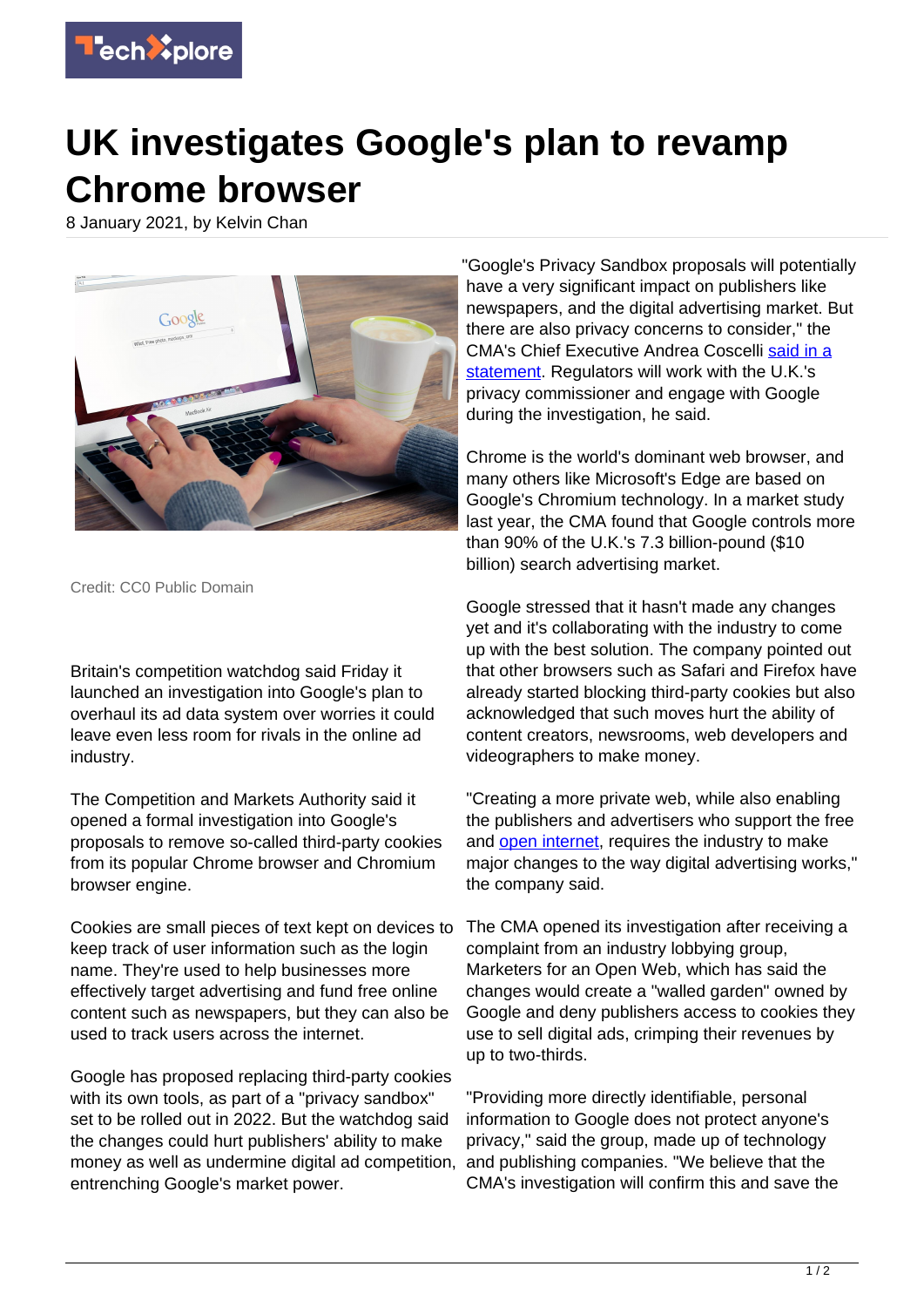# UK investigates Google's plan to revamp Chrome browser

8 January 2021, by Kelvin Chan

Credit: CC0 Public Domain

Britain's competition watchdog said Friday it launched an investigation into Google's plan to overhaul its ad data system over worries it could leave even less room for rivals in the online ad industry.

The Competition and Markets Authority said it opened a formal investigation into Google's proposals to remove so-called third-party cookies from its popular Chrome browser and Chromium browser engine.

Cookies are small pieces of text kept on devices to keep track of user information such as the login name. They're used to help businesses more effectively target advertising and fund free online content such as newspapers, but they can also be used to track users across the internet.

Google has proposed replacing third-party cookies with its own tools, as part of a "privacy sandbox" set to be rolled out in 2022. But the watchdog said the changes could hurt publishers' ability to make money as well as undermine digital ad competition, entrenching Google's market power.

"Google's Privacy Sandbox proposals will potentially have a very significant impact on publishers like newspapers, and the digital advertising market. But there are also privacy concerns to consider," the CMA's Chief Executive Andrea Coscelli said in a statement. Regulators will work with the U.K.'s privacy commissioner and engage with Google during the investigation, he said.

Chrome is the world's dominant web browser, and many others like Microsoft's Edge are based on Google's Chromium technology. In a market study last year, the CMA found that Google controls more than 90% of the U.K.'s 7.3 billion-pound ($10 billion) search advertising market.

Google stressed that it hasn't made any changes yet and it's collaborating with the industry to come up with the best solution. The company pointed out that other browsers such as Safari and Firefox have already started blocking third-party cookies but also acknowledged that such moves hurt the ability of content creators, newsrooms, web developers and videographers to make money.

"Creating a more private web, while also enabling the publishers and advertisers who support the free and open internet, requires the industry to make major changes to the way digital advertising works," the company said.

The CMA opened its investigation after receiving a complaint from an industry lobbying group, Marketers for an Open Web, which has said the changes would create a "walled garden" owned by Google and deny publishers access to cookies they use to sell digital ads, crimping their revenues by up to two-thirds.

"Providing more directly identifiable, personal information to Google does not protect anyone's privacy," said the group, made up of technology and publishing companies. "We believe that the CMA's investigation will confirm this and save the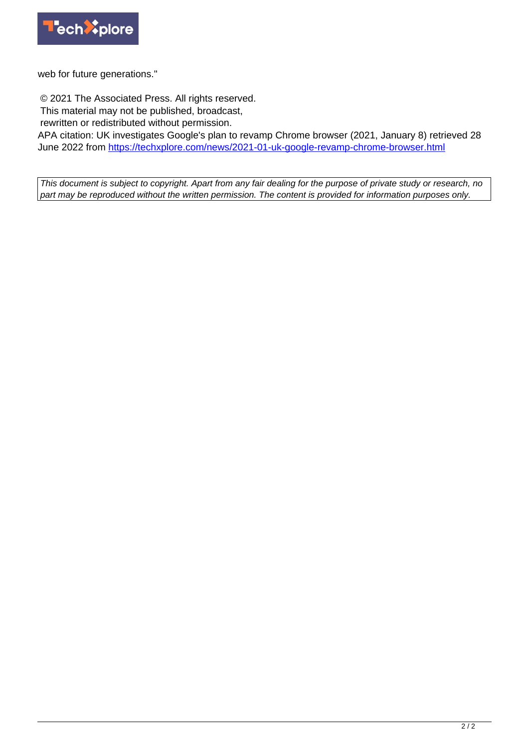web for future generations."

© 2021 The Associated Press. All rights reserved.
This material may not be published, broadcast,
rewritten or redistributed without permission.

APA citation: UK investigates Google's plan to revamp Chrome browser (2021, January 8) retrieved 28 June 2022 from https://techxplore.com/news/2021-01-uk-google-revamp-chrome-browser.html

*This document is subject to copyright. Apart from any fair dealing for the purpose of private study or research, no part may be reproduced without the written permission. The content is provided for information purposes only.*